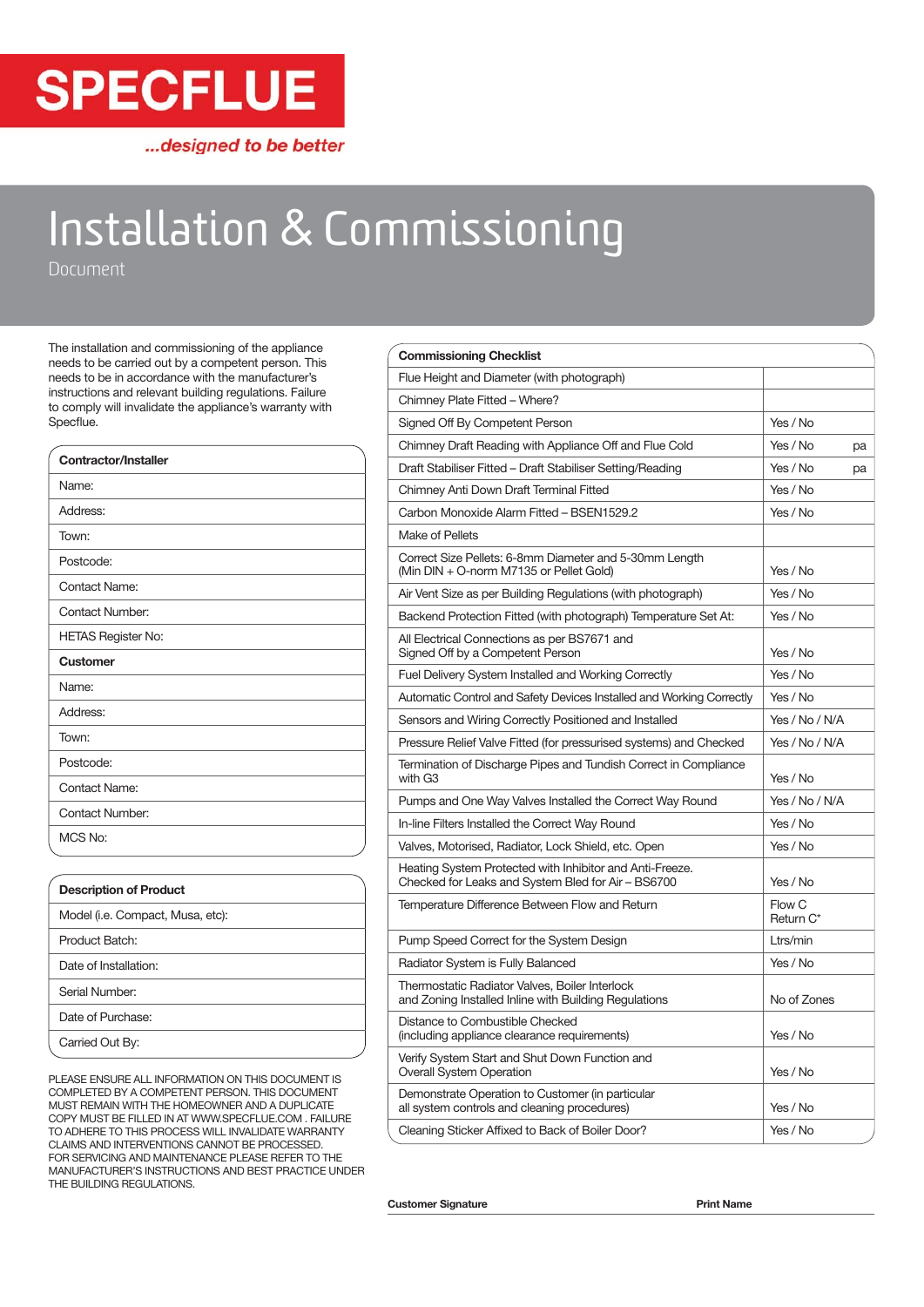**SPECFLUE**

*...designed to be better*

# Installation & Commissioning

Document

The installation and commissioning of the appliance needs to be carried out by a competent person. This needs to be in accordance with the manufacturer's instructions and relevant building regulations. Failure to comply will invalidate the appliance's warranty with Specflue.

| Contractor/Installer |
|---|
| Name: |
| Address: |
| Town: |
| Postcode: |
| Contact Name: |
| Contact Number: |
| HETAS Register No: |
| **Customer** |
| Name: |
| Address: |
| Town: |
| Postcode: |
| Contact Name: |
| Contact Number: |
| MCS No: |

| Description of Product |
|---|
| Model (i.e. Compact, Musa, etc): |
| Product Batch: |
| Date of Installation: |
| Serial Number: |
| Date of Purchase: |
| Carried Out By: |

PLEASE ENSURE ALL INFORMATION ON THIS DOCUMENT IS COMPLETED BY A COMPETENT PERSON. THIS DOCUMENT MUST REMAIN WITH THE HOMEOWNER AND A DUPLICATE COPY MUST BE FILLED IN AT WWW.SPECFLUE.COM . FAILURE TO ADHERE TO THIS PROCESS WILL INVALIDATE WARRANTY CLAIMS AND INTERVENTIONS CANNOT BE PROCESSED. FOR SERVICING AND MAINTENANCE PLEASE REFER TO THE MANUFACTURER'S INSTRUCTIONS AND BEST PRACTICE UNDER THE BUILDING REGULATIONS.

| Commissioning Checklist | |
|---|---|
| Flue Height and Diameter (with photograph) | |
| Chimney Plate Fitted – Where? | |
| Signed Off By Competent Person | Yes / No |
| Chimney Draft Reading with Appliance Off and Flue Cold | Yes / No pa |
| Draft Stabiliser Fitted – Draft Stabiliser Setting/Reading | Yes / No pa |
| Chimney Anti Down Draft Terminal Fitted | Yes / No |
| Carbon Monoxide Alarm Fitted – BSEN1529.2 | Yes / No |
| Make of Pellets | |
| Correct Size Pellets: 6-8mm Diameter and 5-30mm Length (Min DIN + O-norm M7135 or Pellet Gold) | Yes / No |
| Air Vent Size as per Building Regulations (with photograph) | Yes / No |
| Backend Protection Fitted (with photograph) Temperature Set At: | Yes / No |
| All Electrical Connections as per BS7671 and Signed Off by a Competent Person | Yes / No |
| Fuel Delivery System Installed and Working Correctly | Yes / No |
| Automatic Control and Safety Devices Installed and Working Correctly | Yes / No |
| Sensors and Wiring Correctly Positioned and Installed | Yes / No / N/A |
| Pressure Relief Valve Fitted (for pressurised systems) and Checked | Yes / No / N/A |
| Termination of Discharge Pipes and Tundish Correct in Compliance with G3 | Yes / No |
| Pumps and One Way Valves Installed the Correct Way Round | Yes / No / N/A |
| In-line Filters Installed the Correct Way Round | Yes / No |
| Valves, Motorised, Radiator, Lock Shield, etc. Open | Yes / No |
| Heating System Protected with Inhibitor and Anti-Freeze. Checked for Leaks and System Bled for Air – BS6700 | Yes / No |
| Temperature Difference Between Flow and Return | Flow C Return C* |
| Pump Speed Correct for the System Design | Ltrs/min |
| Radiator System is Fully Balanced | Yes / No |
| Thermostatic Radiator Valves, Boiler Interlock and Zoning Installed Inline with Building Regulations | No of Zones |
| Distance to Combustible Checked (including appliance clearance requirements) | Yes / No |
| Verify System Start and Shut Down Function and Overall System Operation | Yes / No |
| Demonstrate Operation to Customer (in particular all system controls and cleaning procedures) | Yes / No |
| Cleaning Sticker Affixed to Back of Boiler Door? | Yes / No |

**Customer Signature** **Print Name**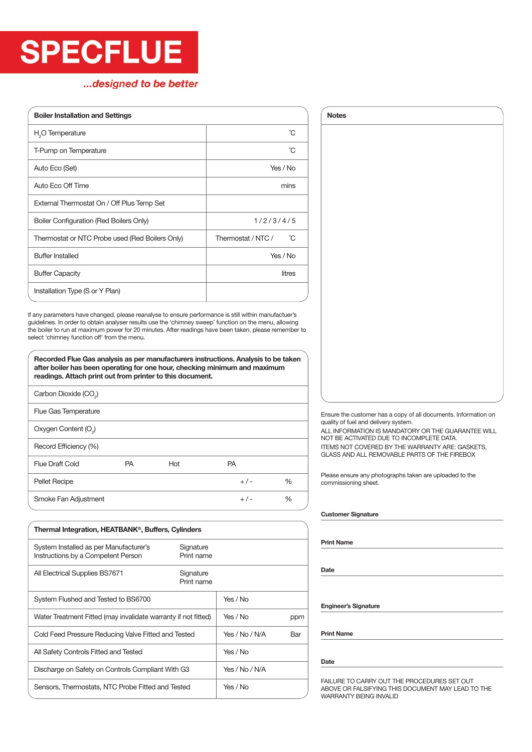# SPECFLUE

*...designed to be better*

| Boiler Installation and Settings | |
|---|---|
| $H_2O$ Temperature | ˚C |
| T-Pump on Temperature | ˚C |
| Auto Eco (Set) | Yes / No |
| Auto Eco Off Time | mins |
| External Thermostat On / Off Plus Temp Set | |
| Boiler Configuration (Red Boilers Only) | 1 / 2 / 3 / 4 / 5 |
| Thermostat or NTC Probe used (Red Boilers Only) | Thermostat / NTC / ˚C |
| Buffer Installed | Yes / No |
| Buffer Capacity | litres |
| Installation Type (S or Y Plan) | |

If any parameters have changed, please reanalyse to ensure performance is still within manufacturer's guidelines. In order to obtain analyser results use the 'chimney sweep' function on the menu, allowing the boiler to run at maximum power for 20 minutes. After readings have been taken, please remember to select 'chimney function off' from the menu.

| Recorded Flue Gas analysis as per manufacturers instructions. Analysis to be taken after boiler has been operating for one hour, checking minimum and maximum readings. Attach print out from printer to this document. | | | | | |
|---|---|---|---|---|---|
| Carbon Dioxide ($CO_2$) | | | | | |
| Flue Gas Temperature | | | | | |
| Oxygen Content ($O_2$) | | | | | |
| Record Efficiency (%) | | | | | |
| Flue Draft Cold | PA | Hot | PA | | |
| Pellet Recipe | | | | + / - | % |
| Smoke Fan Adjustment | | | | + / - | % |

| Thermal Integration, HEATBANK®, Buffers, Cylinders | | |
|---|---|---|
| System Installed as per Manufacturer's Instructions by a Competent Person | Signature<br>Print name | |
| All Electrical Supplies BS7671 | Signature<br>Print name | |
| System Flushed and Tested to BS6700 | Yes / No | |
| Water Treatment Fitted (may invalidate warranty if not fitted) | Yes / No | ppm |
| Cold Feed Pressure Reducing Valve Fitted and Tested | Yes / No / N/A | Bar |
| All Safety Controls Fitted and Tested | Yes / No | |
| Discharge on Safety on Controls Compliant With G3 | Yes / No / N/A | |
| Sensors, Thermostats, NTC Probe Fitted and Tested | Yes / No | |

**Notes**

Ensure the customer has a copy of all documents. Information on quality of fuel and delivery system.

ALL INFORMATION IS MANDATORY OR THE GUARANTEE WILL NOT BE ACTIVATED DUE TO INCOMPLETE DATA.

ITEMS NOT COVERED BY THE WARRANTY ARE: GASKETS, GLASS AND ALL REMOVABLE PARTS OF THE FIREBOX

Please ensure any photographs taken are uploaded to the commissioning sheet.

**Customer Signature**

**Print Name**

**Date**

**Engineer's Signature**

**Print Name**

**Date**

FAILURE TO CARRY OUT THE PROCEDURES SET OUT ABOVE OR FALSIFYING THIS DOCUMENT MAY LEAD TO THE WARRANTY BEING INVALID